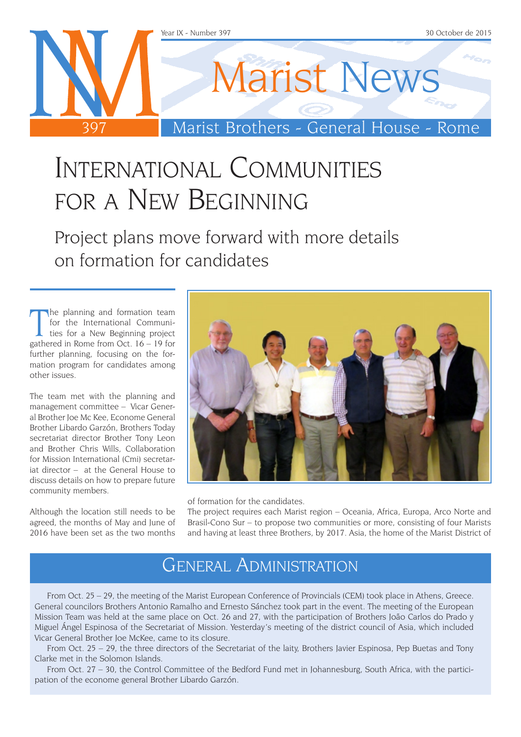# International Communities for a New Beginning

## Project plans move forward with more details on formation for candidates

The planning and formation team for the International Communities for a New Beginning project gathered in Rome from Oct. 16 – 19 for further planning, focusing on the formation program for candidates among other issues.

The team met with the planning and management committee – Vicar General Brother Joe Mc Kee, Econome General Brother Libardo Garzón, Brothers Today secretariat director Brother Tony Leon and Brother Chris Wills, Collaboration for Mission International (Cmi) secretariat director – at the General House to discuss details on how to prepare future community members.

Although the location still needs to be agreed, the months of May and June of 2016 have been set as the two months of formation for the candidates.

The project requires each Marist region – Oceania, Africa, Europa, Arco Norte and Brasil-Cono Sur – to propose two communities or more, consisting of four Marists and having at least three Brothers, by 2017. Asia, the home of the Marist District of

## General Administration

From Oct. 25 – 29, the meeting of the Marist European Conference of Provincials (CEM) took place in Athens, Greece. General councilors Brothers Antonio Ramalho and Ernesto Sánchez took part in the event. The meeting of the European Mission Team was held at the same place on Oct. 26 and 27, with the participation of Brothers João Carlos do Prado y Miguel Ángel Espinosa of the Secretariat of Mission. Yesterday's meeting of the district council of Asia, which included Vicar General Brother Joe McKee, came to its closure.

From Oct. 25 – 29, the three directors of the Secretariat of the laity, Brothers Javier Espinosa, Pep Buetas and Tony Clarke met in the Solomon Islands.

From Oct. 27 – 30, the Control Committee of the Bedford Fund met in Johannesburg, South Africa, with the participation of the econome general Brother Libardo Garzón.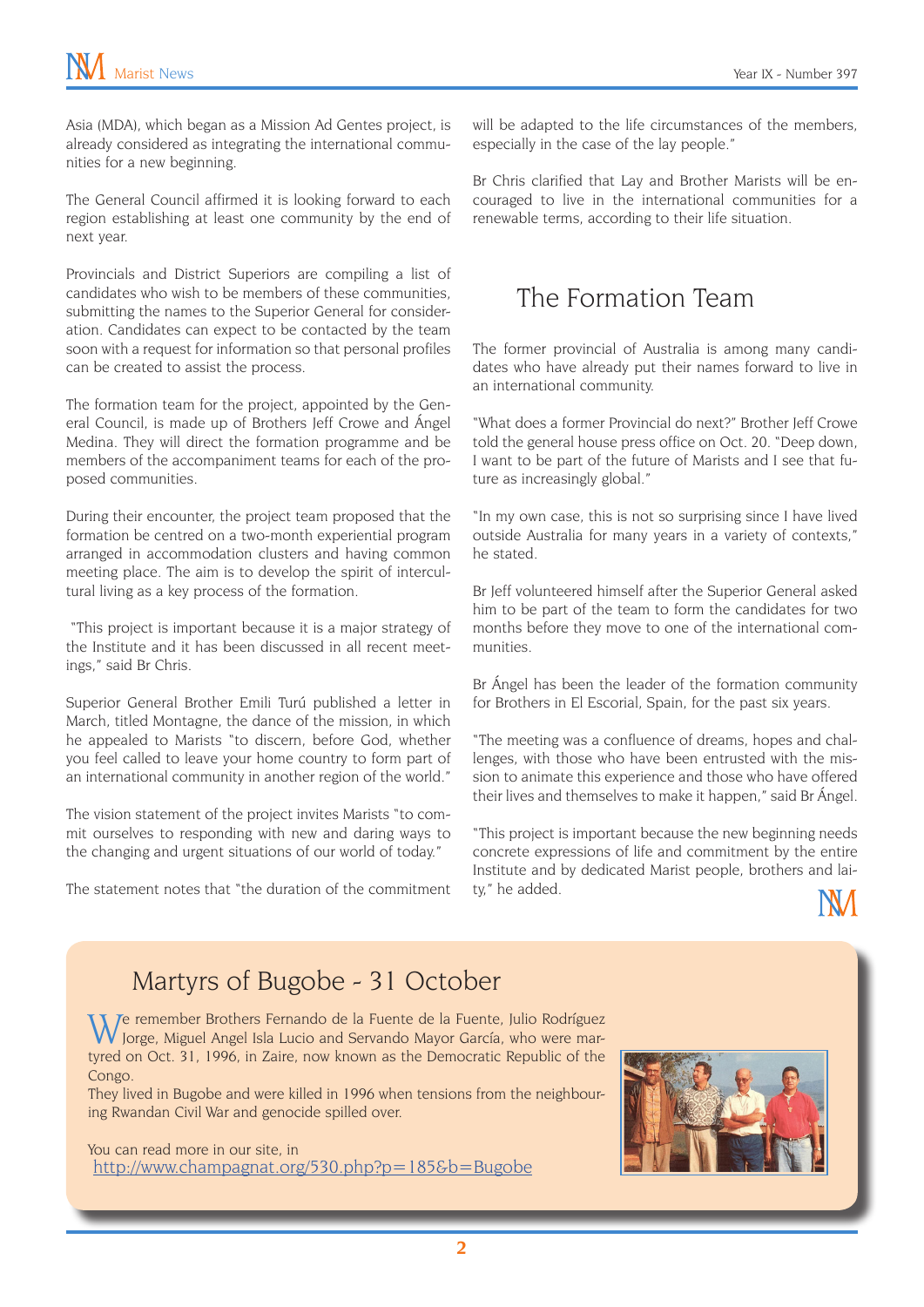Asia (MDA), which began as a Mission Ad Gentes project, is already considered as integrating the international communities for a new beginning.

The General Council affirmed it is looking forward to each region establishing at least one community by the end of next year.

Provincials and District Superiors are compiling a list of candidates who wish to be members of these communities, submitting the names to the Superior General for consideration. Candidates can expect to be contacted by the team soon with a request for information so that personal profiles can be created to assist the process.

The formation team for the project, appointed by the General Council, is made up of Brothers Jeff Crowe and Ángel Medina. They will direct the formation programme and be members of the accompaniment teams for each of the proposed communities.

During their encounter, the project team proposed that the formation be centred on a two-month experiential program arranged in accommodation clusters and having common meeting place. The aim is to develop the spirit of intercultural living as a key process of the formation.

"This project is important because it is a major strategy of the Institute and it has been discussed in all recent meetings," said Br Chris.

Superior General Brother Emili Turú published a letter in March, titled Montagne, the dance of the mission, in which he appealed to Marists "to discern, before God, whether you feel called to leave your home country to form part of an international community in another region of the world."

The vision statement of the project invites Marists "to commit ourselves to responding with new and daring ways to the changing and urgent situations of our world of today."

The statement notes that "the duration of the commitment will be adapted to the life circumstances of the members, especially in the case of the lay people."

Br Chris clarified that Lay and Brother Marists will be encouraged to live in the international communities for a renewable terms, according to their life situation.

## The Formation Team

The former provincial of Australia is among many candidates who have already put their names forward to live in an international community.

"What does a former Provincial do next?" Brother Jeff Crowe told the general house press office on Oct. 20. "Deep down, I want to be part of the future of Marists and I see that future as increasingly global."

"In my own case, this is not so surprising since I have lived outside Australia for many years in a variety of contexts," he stated.

Br Jeff volunteered himself after the Superior General asked him to be part of the team to form the candidates for two months before they move to one of the international communities.

Br Ángel has been the leader of the formation community for Brothers in El Escorial, Spain, for the past six years.

"The meeting was a confluence of dreams, hopes and challenges, with those who have been entrusted with the mission to animate this experience and those who have offered their lives and themselves to make it happen," said Br Ángel.

"This project is important because the new beginning needs concrete expressions of life and commitment by the entire Institute and by dedicated Marist people, brothers and laity," he added.

## Martyrs of Bugobe - 31 October

We remember Brothers Fernando de la Fuente de la Fuente, Julio Rodríguez Jorge, Miguel Angel Isla Lucio and Servando Mayor García, who were martyred on Oct. 31, 1996, in Zaire, now known as the Democratic Republic of the Congo.
They lived in Bugobe and were killed in 1996 when tensions from the neighbouring Rwandan Civil War and genocide spilled over.

You can read more in our site, in
http://www.champagnat.org/530.php?p=185&b=Bugobe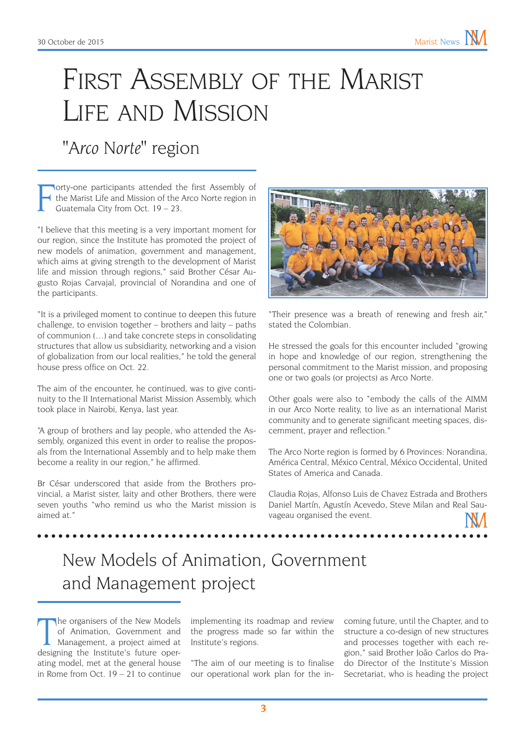# First Assembly of the Marist Life and Mission

## "*Arco Norte*" region

Forty-one participants attended the first Assembly of the Marist Life and Mission of the Arco Norte region in Guatemala City from Oct. 19 – 23.

"I believe that this meeting is a very important moment for our region, since the Institute has promoted the project of new models of animation, government and management, which aims at giving strength to the development of Marist life and mission through regions," said Brother César Augusto Rojas Carvajal, provincial of Norandina and one of the participants.

"It is a privileged moment to continue to deepen this future challenge, to envision together – brothers and laity – paths of communion (…) and take concrete steps in consolidating structures that allow us subsidiarity, networking and a vision of globalization from our local realities," he told the general house press office on Oct. 22.

The aim of the encounter, he continued, was to give continuity to the II International Marist Mission Assembly, which took place in Nairobi, Kenya, last year.

"A group of brothers and lay people, who attended the Assembly, organized this event in order to realise the proposals from the International Assembly and to help make them become a reality in our region," he affirmed.

Br César underscored that aside from the Brothers provincial, a Marist sister, laity and other Brothers, there were seven youths "who remind us who the Marist mission is aimed at."

"Their presence was a breath of renewing and fresh air," stated the Colombian.

He stressed the goals for this encounter included "growing in hope and knowledge of our region, strengthening the personal commitment to the Marist mission, and proposing one or two goals (or projects) as Arco Norte.

Other goals were also to "embody the calls of the AIMM in our Arco Norte reality, to live as an international Marist community and to generate significant meeting spaces, discernment, prayer and reflection."

The Arco Norte region is formed by 6 Provinces: Norandina, América Central, México Central, México Occidental, United States of America and Canada.

Claudia Rojas, Alfonso Luis de Chavez Estrada and Brothers Daniel Martín, Agustín Acevedo, Steve Milan and Real Sauvageau organised the event.

## New Models of Animation, Government and Management project

The organisers of the New Models of Animation, Government and Management, a project aimed at designing the Institute's future operating model, met at the general house in Rome from Oct. 19 – 21 to continue implementing its roadmap and review the progress made so far within the Institute's regions.

"The aim of our meeting is to finalise our operational work plan for the incoming future, until the Chapter, and to structure a co-design of new structures and processes together with each region," said Brother João Carlos do Prado Director of the Institute's Mission Secretariat, who is heading the project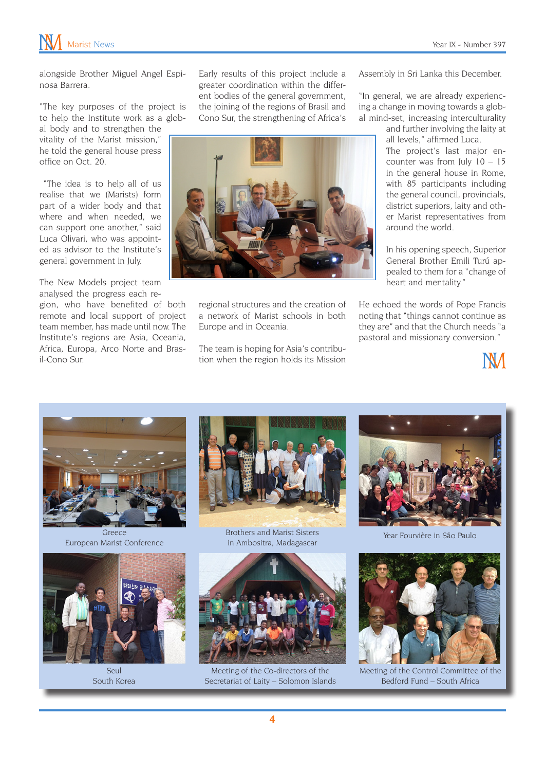alongside Brother Miguel Angel Espinosa Barrera.

"The key purposes of the project is to help the Institute work as a global body and to strengthen the vitality of the Marist mission," he told the general house press office on Oct. 20.

"The idea is to help all of us realise that we (Marists) form part of a wider body and that where and when needed, we can support one another," said Luca Olivari, who was appointed as advisor to the Institute's general government in July.

The New Models project team analysed the progress each region, who have benefited of both remote and local support of project team member, has made until now. The Institute's regions are Asia, Oceania, Africa, Europa, Arco Norte and Brasil-Cono Sur.

Early results of this project include a greater coordination within the different bodies of the general government, the joining of the regions of Brasil and Cono Sur, the strengthening of Africa's regional structures and the creation of a network of Marist schools in both Europe and in Oceania.

The team is hoping for Asia's contribution when the region holds its Mission Assembly in Sri Lanka this December.

"In general, we are already experiencing a change in moving towards a global mind-set, increasing interculturality and further involving the laity at all levels," affirmed Luca.

The project's last major encounter was from July 10 – 15 in the general house in Rome, with 85 participants including the general council, provincials, district superiors, laity and other Marist representatives from around the world.

In his opening speech, Superior General Brother Emili Turú appealed to them for a "change of heart and mentality."

He echoed the words of Pope Francis noting that "things cannot continue as they are" and that the Church needs "a pastoral and missionary conversion."

Greece
European Marist Conference

Brothers and Marist Sisters
in Ambositra, Madagascar

Year Fourvière in São Paulo

Seul
South Korea

Meeting of the Co-directors of the
Secretariat of Laity – Solomon Islands

Meeting of the Control Committee of the
Bedford Fund – South Africa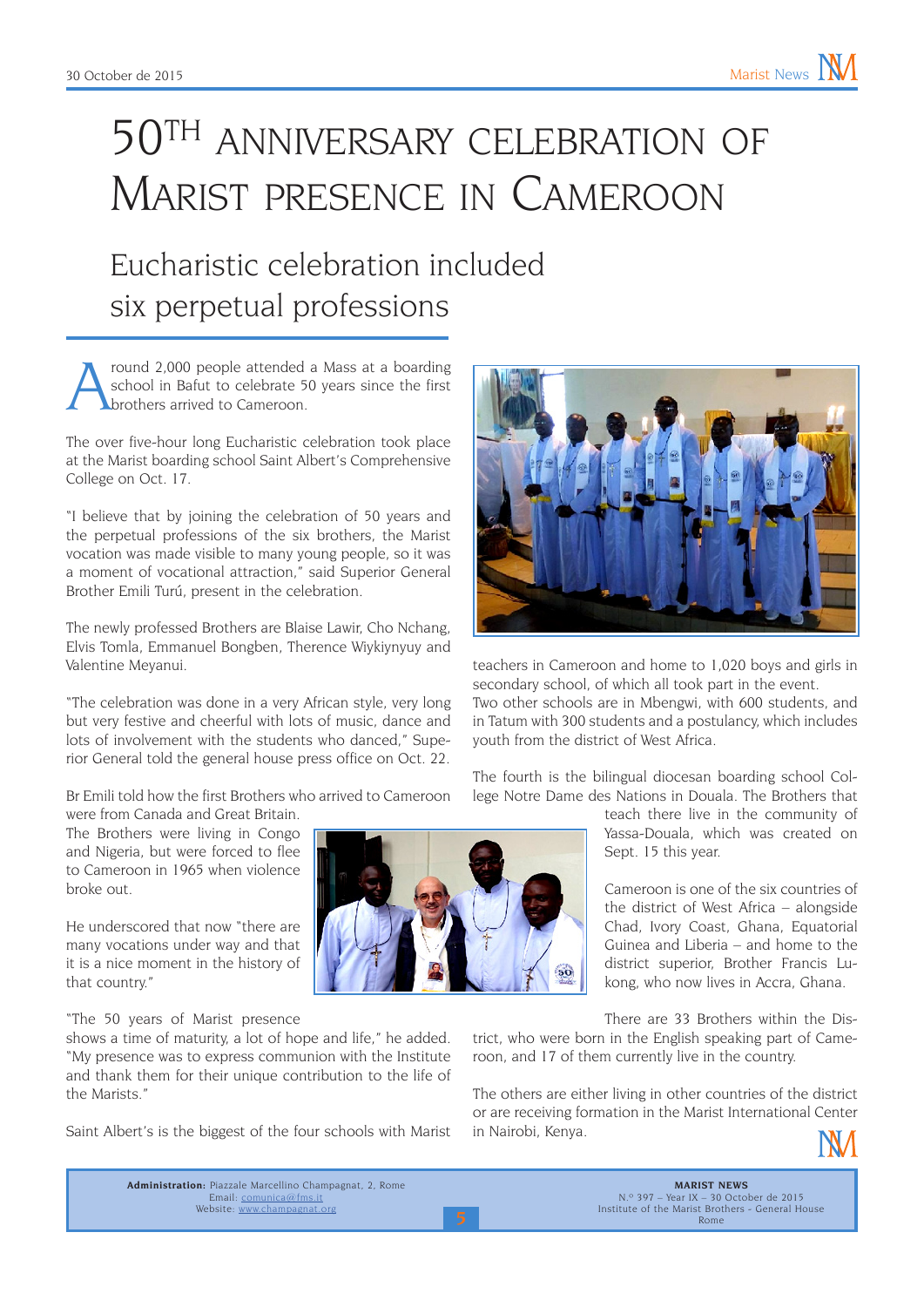# 50TH ANNIVERSARY CELEBRATION OF MARIST PRESENCE IN CAMEROON

## Eucharistic celebration included six perpetual professions

Around 2,000 people attended a Mass at a boarding school in Bafut to celebrate 50 years since the first brothers arrived to Cameroon.

The over five-hour long Eucharistic celebration took place at the Marist boarding school Saint Albert's Comprehensive College on Oct. 17.

"I believe that by joining the celebration of 50 years and the perpetual professions of the six brothers, the Marist vocation was made visible to many young people, so it was a moment of vocational attraction," said Superior General Brother Emili Turú, present in the celebration.

The newly professed Brothers are Blaise Lawir, Cho Nchang, Elvis Tomla, Emmanuel Bongben, Therence Wiykiynyuy and Valentine Meyanui.

"The celebration was done in a very African style, very long but very festive and cheerful with lots of music, dance and lots of involvement with the students who danced," Superior General told the general house press office on Oct. 22.

Br Emili told how the first Brothers who arrived to Cameroon were from Canada and Great Britain.

The Brothers were living in Congo and Nigeria, but were forced to flee to Cameroon in 1965 when violence broke out.

He underscored that now "there are many vocations under way and that it is a nice moment in the history of that country."

"The 50 years of Marist presence shows a time of maturity, a lot of hope and life," he added. "My presence was to express communion with the Institute and thank them for their unique contribution to the life of the Marists."

Saint Albert's is the biggest of the four schools with Marist teachers in Cameroon and home to 1,020 boys and girls in secondary school, of which all took part in the event.

Two other schools are in Mbengwi, with 600 students, and in Tatum with 300 students and a postulancy, which includes youth from the district of West Africa.

The fourth is the bilingual diocesan boarding school College Notre Dame des Nations in Douala. The Brothers that teach there live in the community of Yassa-Douala, which was created on Sept. 15 this year.

Cameroon is one of the six countries of the district of West Africa – alongside Chad, Ivory Coast, Ghana, Equatorial Guinea and Liberia – and home to the district superior, Brother Francis Lukong, who now lives in Accra, Ghana.

There are 33 Brothers within the District, who were born in the English speaking part of Cameroon, and 17 of them currently live in the country.

The others are either living in other countries of the district or are receiving formation in the Marist International Center in Nairobi, Kenya.

**Administration:** Piazzale Marcellino Champagnat, 2, Rome
Email: comunica@fms.it
Website: www.champagnat.org

**MARIST NEWS**
N.º 397 – Year IX – 30 October de 2015
Institute of the Marist Brothers - General House
Rome